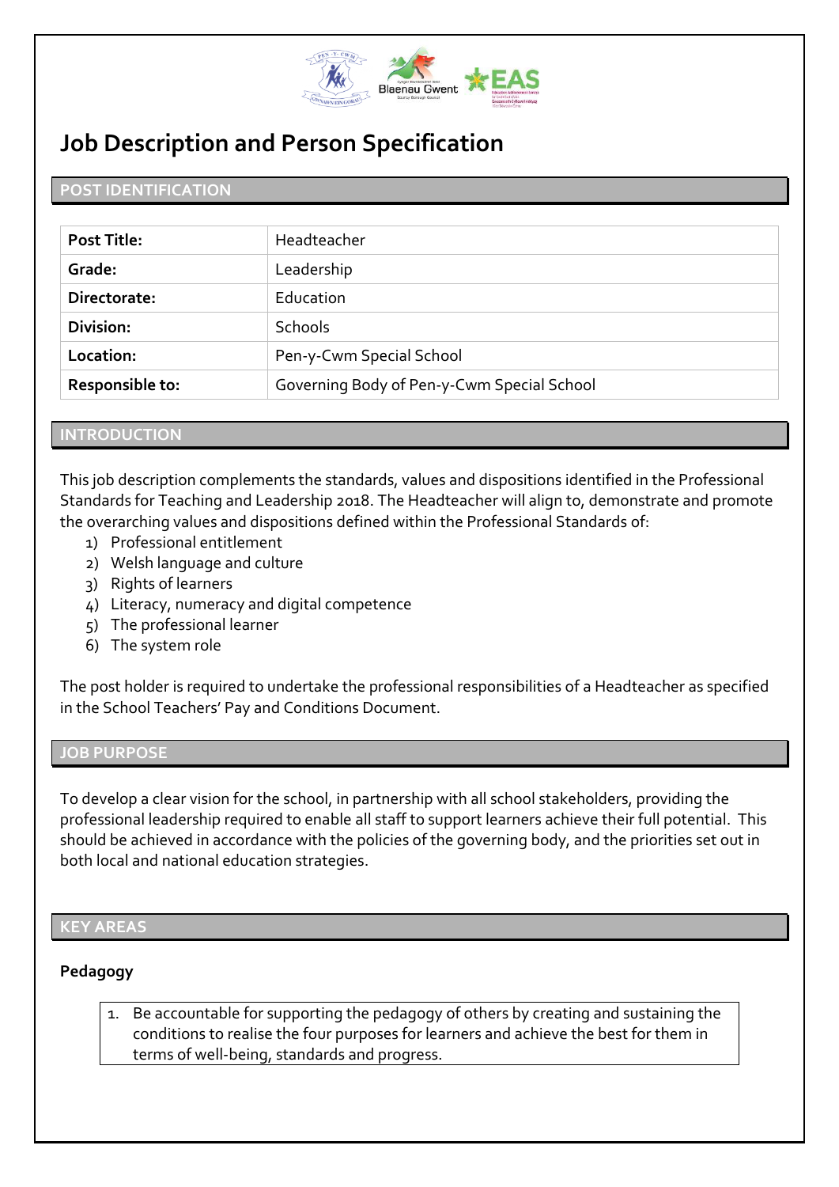# Job Description and Person Specification

## POST IDENTIFICATION

| | |
|---|---|
| **Post Title:** | Headteacher |
| **Grade:** | Leadership |
| **Directorate:** | Education |
| **Division:** | Schools |
| **Location:** | Pen-y-Cwm Special School |
| **Responsible to:** | Governing Body of Pen-y-Cwm Special School |

## INTRODUCTION

This job description complements the standards, values and dispositions identified in the Professional Standards for Teaching and Leadership 2018. The Headteacher will align to, demonstrate and promote the overarching values and dispositions defined within the Professional Standards of:

1) Professional entitlement
2) Welsh language and culture
3) Rights of learners
4) Literacy, numeracy and digital competence
5) The professional learner
6) The system role

The post holder is required to undertake the professional responsibilities of a Headteacher as specified in the School Teachers' Pay and Conditions Document.

## JOB PURPOSE

To develop a clear vision for the school, in partnership with all school stakeholders, providing the professional leadership required to enable all staff to support learners achieve their full potential. This should be achieved in accordance with the policies of the governing body, and the priorities set out in both local and national education strategies.

## KEY AREAS

### Pedagogy

1. Be accountable for supporting the pedagogy of others by creating and sustaining the conditions to realise the four purposes for learners and achieve the best for them in terms of well-being, standards and progress.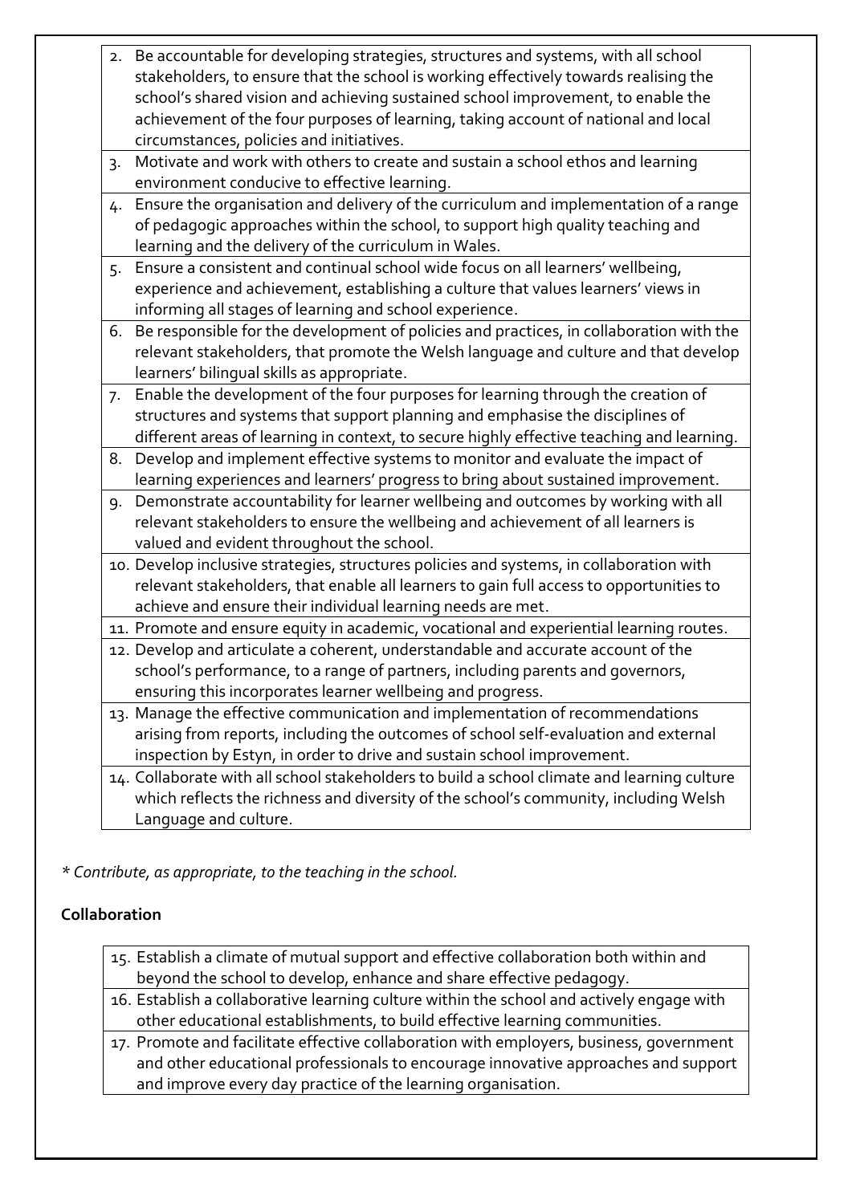2. Be accountable for developing strategies, structures and systems, with all school stakeholders, to ensure that the school is working effectively towards realising the school's shared vision and achieving sustained school improvement, to enable the achievement of the four purposes of learning, taking account of national and local circumstances, policies and initiatives.
3. Motivate and work with others to create and sustain a school ethos and learning environment conducive to effective learning.
4. Ensure the organisation and delivery of the curriculum and implementation of a range of pedagogic approaches within the school, to support high quality teaching and learning and the delivery of the curriculum in Wales.
5. Ensure a consistent and continual school wide focus on all learners' wellbeing, experience and achievement, establishing a culture that values learners' views in informing all stages of learning and school experience.
6. Be responsible for the development of policies and practices, in collaboration with the relevant stakeholders, that promote the Welsh language and culture and that develop learners' bilingual skills as appropriate.
7. Enable the development of the four purposes for learning through the creation of structures and systems that support planning and emphasise the disciplines of different areas of learning in context, to secure highly effective teaching and learning.
8. Develop and implement effective systems to monitor and evaluate the impact of learning experiences and learners' progress to bring about sustained improvement.
9. Demonstrate accountability for learner wellbeing and outcomes by working with all relevant stakeholders to ensure the wellbeing and achievement of all learners is valued and evident throughout the school.
10. Develop inclusive strategies, structures policies and systems, in collaboration with relevant stakeholders, that enable all learners to gain full access to opportunities to achieve and ensure their individual learning needs are met.
11. Promote and ensure equity in academic, vocational and experiential learning routes.
12. Develop and articulate a coherent, understandable and accurate account of the school's performance, to a range of partners, including parents and governors, ensuring this incorporates learner wellbeing and progress.
13. Manage the effective communication and implementation of recommendations arising from reports, including the outcomes of school self-evaluation and external inspection by Estyn, in order to drive and sustain school improvement.
14. Collaborate with all school stakeholders to build a school climate and learning culture which reflects the richness and diversity of the school's community, including Welsh Language and culture.

*\* Contribute, as appropriate, to the teaching in the school.*

**Collaboration**

15. Establish a climate of mutual support and effective collaboration both within and beyond the school to develop, enhance and share effective pedagogy.
16. Establish a collaborative learning culture within the school and actively engage with other educational establishments, to build effective learning communities.
17. Promote and facilitate effective collaboration with employers, business, government and other educational professionals to encourage innovative approaches and support and improve every day practice of the learning organisation.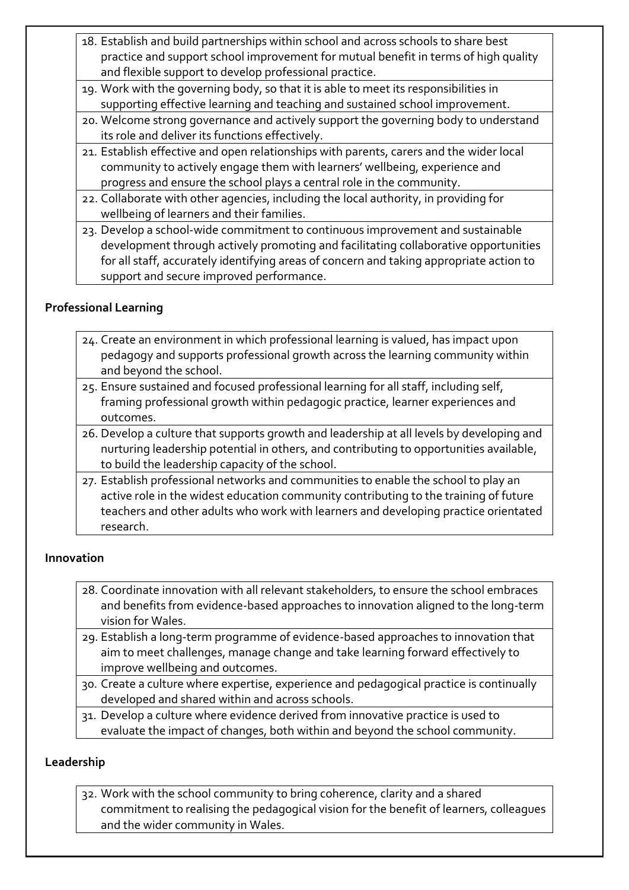18. Establish and build partnerships within school and across schools to share best practice and support school improvement for mutual benefit in terms of high quality and flexible support to develop professional practice.
19. Work with the governing body, so that it is able to meet its responsibilities in supporting effective learning and teaching and sustained school improvement.
20. Welcome strong governance and actively support the governing body to understand its role and deliver its functions effectively.
21. Establish effective and open relationships with parents, carers and the wider local community to actively engage them with learners' wellbeing, experience and progress and ensure the school plays a central role in the community.
22. Collaborate with other agencies, including the local authority, in providing for wellbeing of learners and their families.
23. Develop a school-wide commitment to continuous improvement and sustainable development through actively promoting and facilitating collaborative opportunities for all staff, accurately identifying areas of concern and taking appropriate action to support and secure improved performance.

**Professional Learning**

24. Create an environment in which professional learning is valued, has impact upon pedagogy and supports professional growth across the learning community within and beyond the school.
25. Ensure sustained and focused professional learning for all staff, including self, framing professional growth within pedagogic practice, learner experiences and outcomes.
26. Develop a culture that supports growth and leadership at all levels by developing and nurturing leadership potential in others, and contributing to opportunities available, to build the leadership capacity of the school.
27. Establish professional networks and communities to enable the school to play an active role in the widest education community contributing to the training of future teachers and other adults who work with learners and developing practice orientated research.

**Innovation**

28. Coordinate innovation with all relevant stakeholders, to ensure the school embraces and benefits from evidence-based approaches to innovation aligned to the long-term vision for Wales.
29. Establish a long-term programme of evidence-based approaches to innovation that aim to meet challenges, manage change and take learning forward effectively to improve wellbeing and outcomes.
30. Create a culture where expertise, experience and pedagogical practice is continually developed and shared within and across schools.
31. Develop a culture where evidence derived from innovative practice is used to evaluate the impact of changes, both within and beyond the school community.

**Leadership**

32. Work with the school community to bring coherence, clarity and a shared commitment to realising the pedagogical vision for the benefit of learners, colleagues and the wider community in Wales.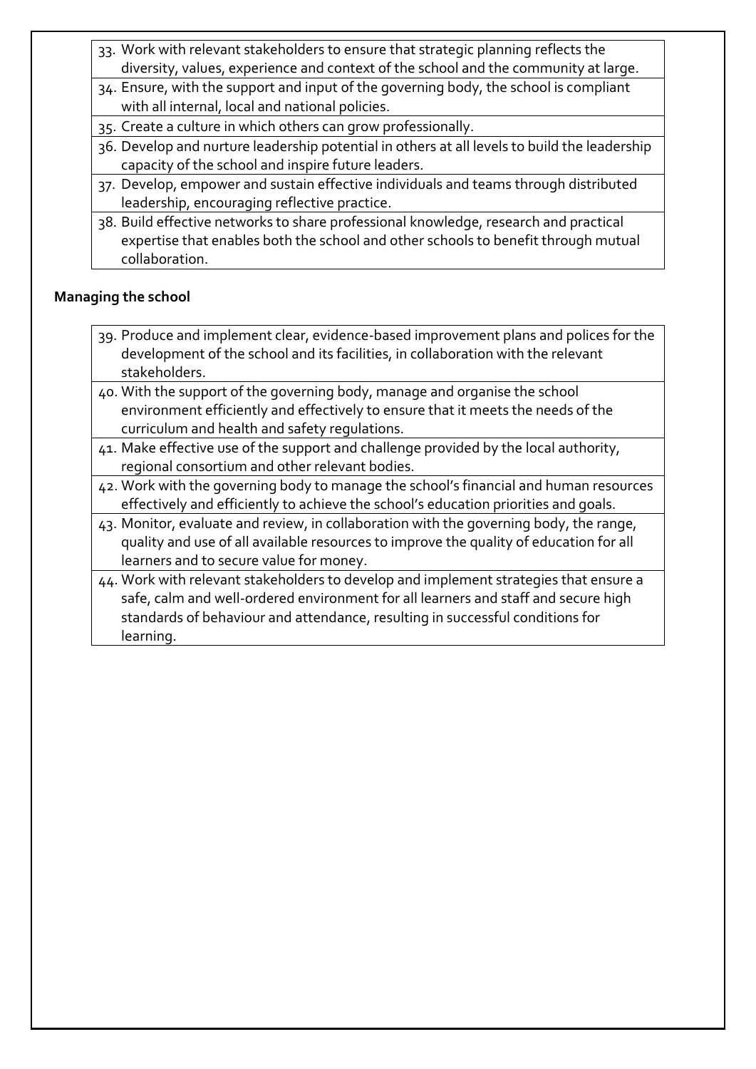33. Work with relevant stakeholders to ensure that strategic planning reflects the diversity, values, experience and context of the school and the community at large.
34. Ensure, with the support and input of the governing body, the school is compliant with all internal, local and national policies.
35. Create a culture in which others can grow professionally.
36. Develop and nurture leadership potential in others at all levels to build the leadership capacity of the school and inspire future leaders.
37. Develop, empower and sustain effective individuals and teams through distributed leadership, encouraging reflective practice.
38. Build effective networks to share professional knowledge, research and practical expertise that enables both the school and other schools to benefit through mutual collaboration.

**Managing the school**

39. Produce and implement clear, evidence-based improvement plans and polices for the development of the school and its facilities, in collaboration with the relevant stakeholders.
40. With the support of the governing body, manage and organise the school environment efficiently and effectively to ensure that it meets the needs of the curriculum and health and safety regulations.
41. Make effective use of the support and challenge provided by the local authority, regional consortium and other relevant bodies.
42. Work with the governing body to manage the school's financial and human resources effectively and efficiently to achieve the school's education priorities and goals.
43. Monitor, evaluate and review, in collaboration with the governing body, the range, quality and use of all available resources to improve the quality of education for all learners and to secure value for money.
44. Work with relevant stakeholders to develop and implement strategies that ensure a safe, calm and well-ordered environment for all learners and staff and secure high standards of behaviour and attendance, resulting in successful conditions for learning.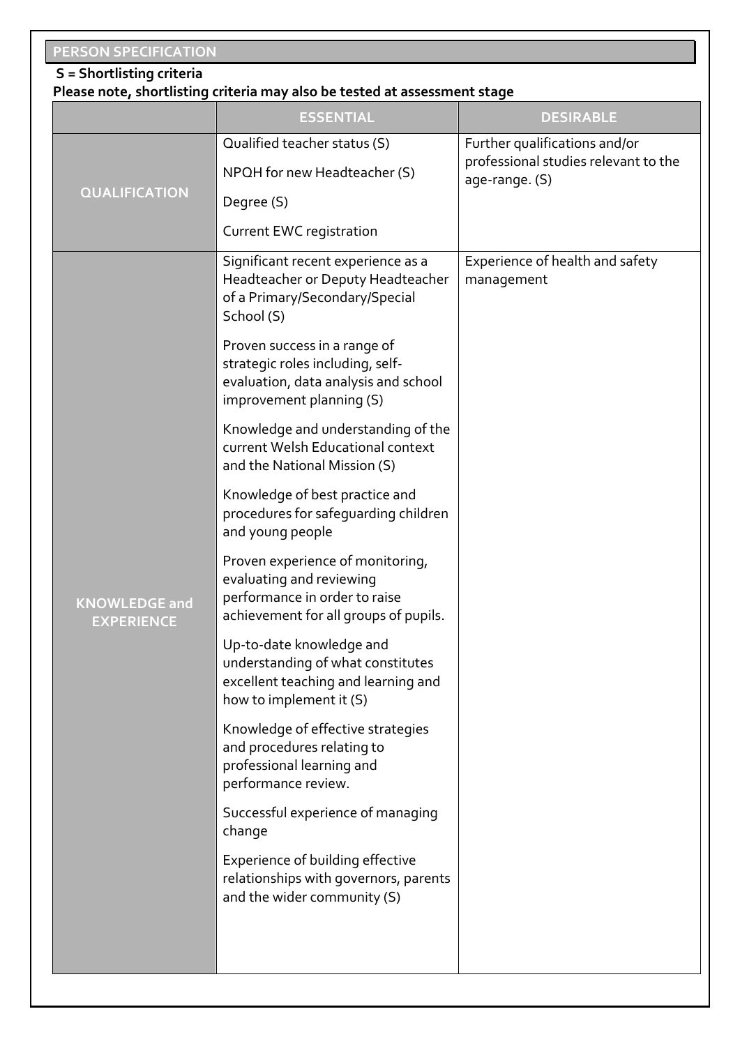## PERSON SPECIFICATION

**S = Shortlisting criteria**

**Please note, shortlisting criteria may also be tested at assessment stage**

| | ESSENTIAL | DESIRABLE |
|---|---|---|
| **QUALIFICATION** | Qualified teacher status (S)<br><br>NPQH for new Headteacher (S)<br><br>Degree (S)<br><br>Current EWC registration | Further qualifications and/or professional studies relevant to the age-range. (S) |
| **KNOWLEDGE and EXPERIENCE** | Significant recent experience as a Headteacher or Deputy Headteacher of a Primary/Secondary/Special School (S)<br><br>Proven success in a range of strategic roles including, self-evaluation, data analysis and school improvement planning (S)<br><br>Knowledge and understanding of the current Welsh Educational context and the National Mission (S)<br><br>Knowledge of best practice and procedures for safeguarding children and young people<br><br>Proven experience of monitoring, evaluating and reviewing performance in order to raise achievement for all groups of pupils.<br><br>Up-to-date knowledge and understanding of what constitutes excellent teaching and learning and how to implement it (S)<br><br>Knowledge of effective strategies and procedures relating to professional learning and performance review.<br><br>Successful experience of managing change<br><br>Experience of building effective relationships with governors, parents and the wider community (S) | Experience of health and safety management |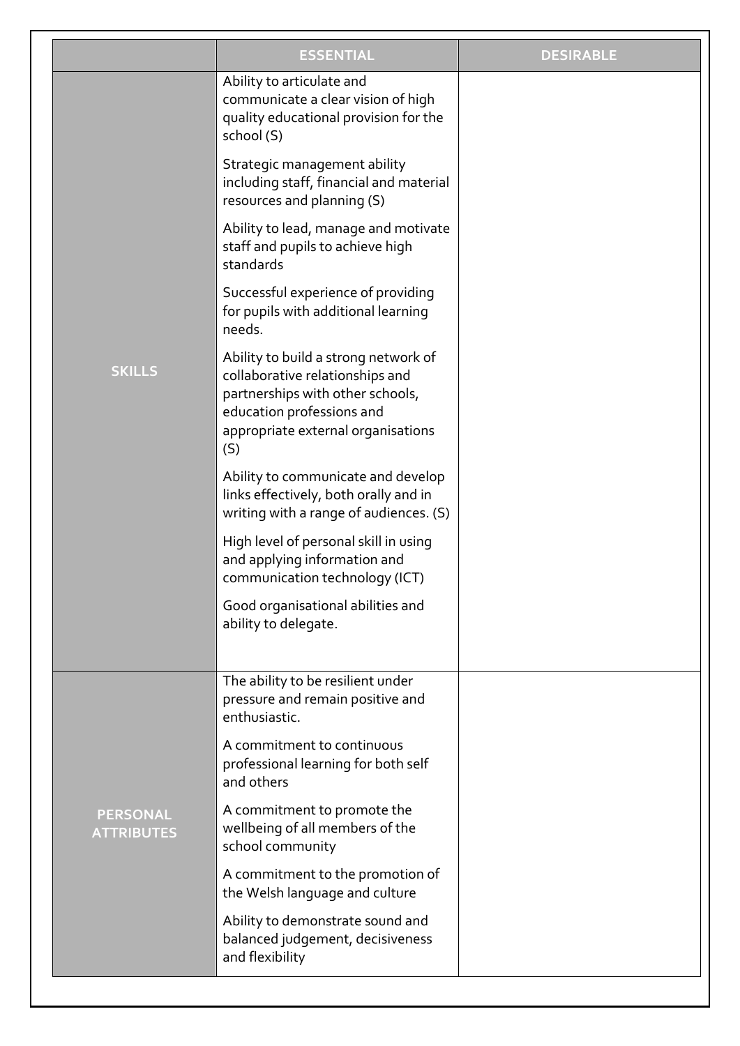| | ESSENTIAL | DESIRABLE |
|---|---|---|
| SKILLS | Ability to articulate and communicate a clear vision of high quality educational provision for the school (S)<br><br>Strategic management ability including staff, financial and material resources and planning (S)<br><br>Ability to lead, manage and motivate staff and pupils to achieve high standards<br><br>Successful experience of providing for pupils with additional learning needs.<br><br>Ability to build a strong network of collaborative relationships and partnerships with other schools, education professions and appropriate external organisations (S)<br><br>Ability to communicate and develop links effectively, both orally and in writing with a range of audiences. (S)<br><br>High level of personal skill in using and applying information and communication technology (ICT)<br><br>Good organisational abilities and ability to delegate. | |
| PERSONAL ATTRIBUTES | The ability to be resilient under pressure and remain positive and enthusiastic.<br><br>A commitment to continuous professional learning for both self and others<br><br>A commitment to promote the wellbeing of all members of the school community<br><br>A commitment to the promotion of the Welsh language and culture<br><br>Ability to demonstrate sound and balanced judgement, decisiveness and flexibility | |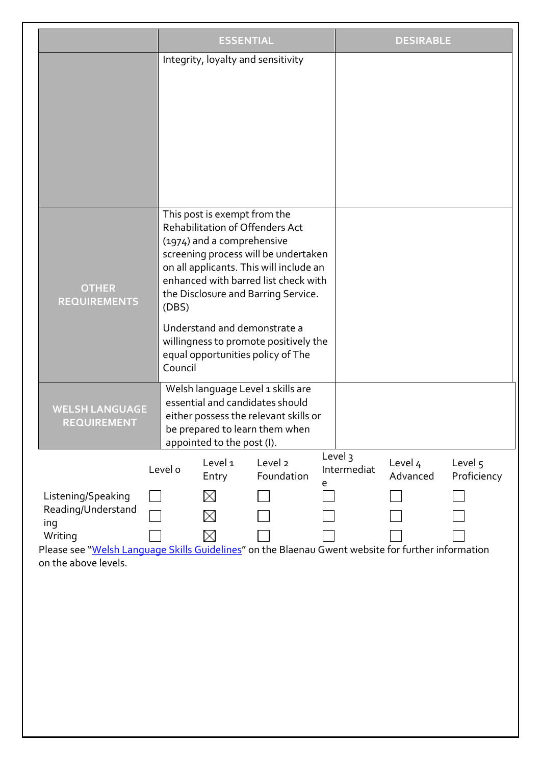| | ESSENTIAL | DESIRABLE |
|---|---|---|
| | Integrity, loyalty and sensitivity | |
| OTHER REQUIREMENTS | This post is exempt from the Rehabilitation of Offenders Act (1974) and a comprehensive screening process will be undertaken on all applicants. This will include an enhanced with barred list check with the Disclosure and Barring Service. (DBS)<br><br>Understand and demonstrate a willingness to promote positively the equal opportunities policy of The Council | |
| WELSH LANGUAGE REQUIREMENT | Welsh language Level 1 skills are essential and candidates should either possess the relevant skills or be prepared to learn them when appointed to the post (I). | |

| | Level 0 | Level 1 Entry | Level 2 Foundation | Level 3 Intermediate | Level 4 Advanced | Level 5 Proficiency |
|---|---|---|---|---|---|---|
| Listening/Speaking | ☐ | ☒ | ☐ | ☐ | ☐ | ☐ |
| Reading/Understanding | ☐ | ☒ | ☐ | ☐ | ☐ | ☐ |
| Writing | ☐ | ☒ | ☐ | ☐ | ☐ | ☐ |

Please see "Welsh Language Skills Guidelines" on the Blaenau Gwent website for further information on the above levels.